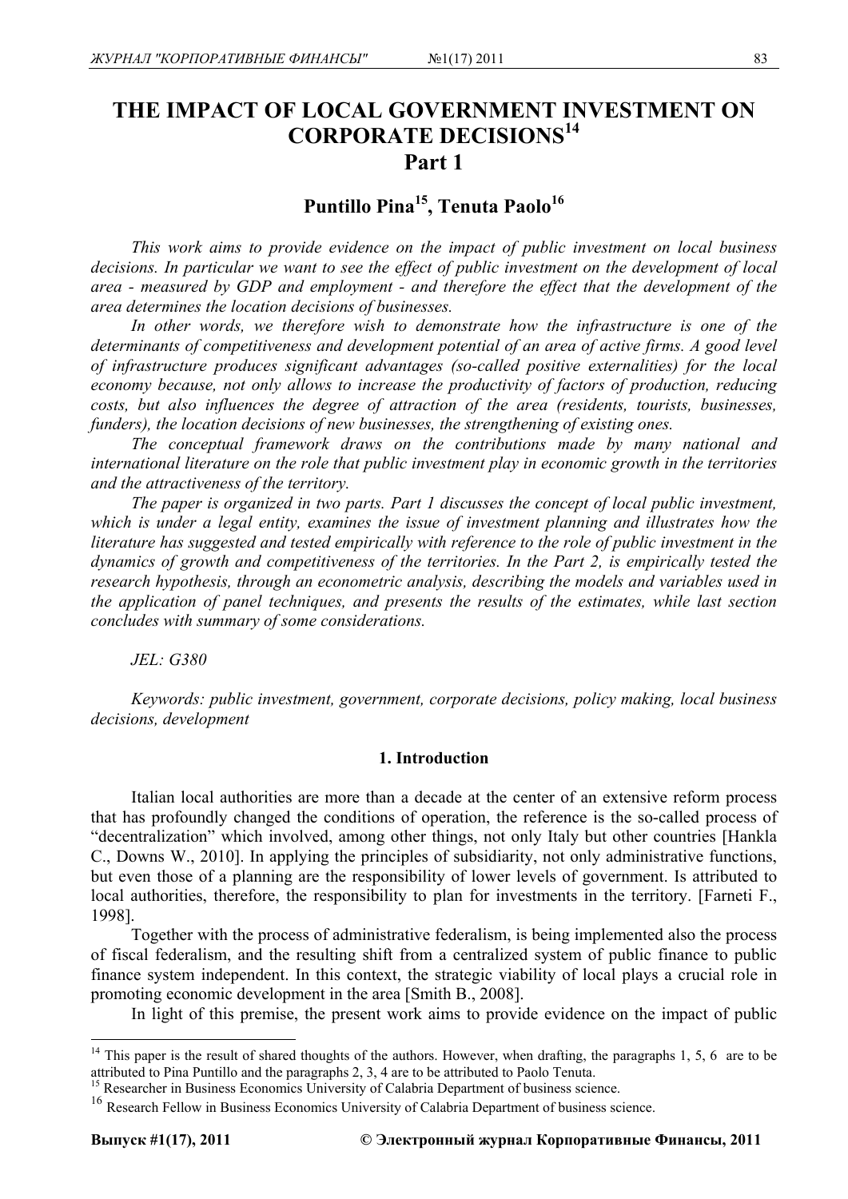# THE IMPACT OF LOCAL GOVERNMENT INVESTMENT ON CORPORATE DECISIONS[14]

## Part 1

### Puntillo Pina[15], Tenuta Paolo[16]

*This work aims to provide evidence on the impact of public investment on local business decisions. In particular we want to see the effect of public investment on the development of local area - measured by GDP and employment - and therefore the effect that the development of the area determines the location decisions of businesses.*

*In other words, we therefore wish to demonstrate how the infrastructure is one of the determinants of competitiveness and development potential of an area of active firms. A good level of infrastructure produces significant advantages (so-called positive externalities) for the local economy because, not only allows to increase the productivity of factors of production, reducing costs, but also influences the degree of attraction of the area (residents, tourists, businesses, funders), the location decisions of new businesses, the strengthening of existing ones.*

*The conceptual framework draws on the contributions made by many national and international literature on the role that public investment play in economic growth in the territories and the attractiveness of the territory.*

*The paper is organized in two parts. Part 1 discusses the concept of local public investment, which is under a legal entity, examines the issue of investment planning and illustrates how the literature has suggested and tested empirically with reference to the role of public investment in the dynamics of growth and competitiveness of the territories. In the Part 2, is empirically tested the research hypothesis, through an econometric analysis, describing the models and variables used in the application of panel techniques, and presents the results of the estimates, while last section concludes with summary of some considerations.*

*JEL: G380*

*Keywords: public investment, government, corporate decisions, policy making, local business decisions, development*

#### 1. Introduction

Italian local authorities are more than a decade at the center of an extensive reform process that has profoundly changed the conditions of operation, the reference is the so-called process of "decentralization" which involved, among other things, not only Italy but other countries [Hankla C., Downs W., 2010]. In applying the principles of subsidiarity, not only administrative functions, but even those of a planning are the responsibility of lower levels of government. Is attributed to local authorities, therefore, the responsibility to plan for investments in the territory. [Farneti F., 1998].

Together with the process of administrative federalism, is being implemented also the process of fiscal federalism, and the resulting shift from a centralized system of public finance to public finance system independent. In this context, the strategic viability of local plays a crucial role in promoting economic development in the area [Smith B., 2008].

In light of this premise, the present work aims to provide evidence on the impact of public

---

[14] This paper is the result of shared thoughts of the authors. However, when drafting, the paragraphs 1, 5, 6 are to be attributed to Pina Puntillo and the paragraphs 2, 3, 4 are to be attributed to Paolo Tenuta.

[15] Researcher in Business Economics University of Calabria Department of business science.

[16] Research Fellow in Business Economics University of Calabria Department of business science.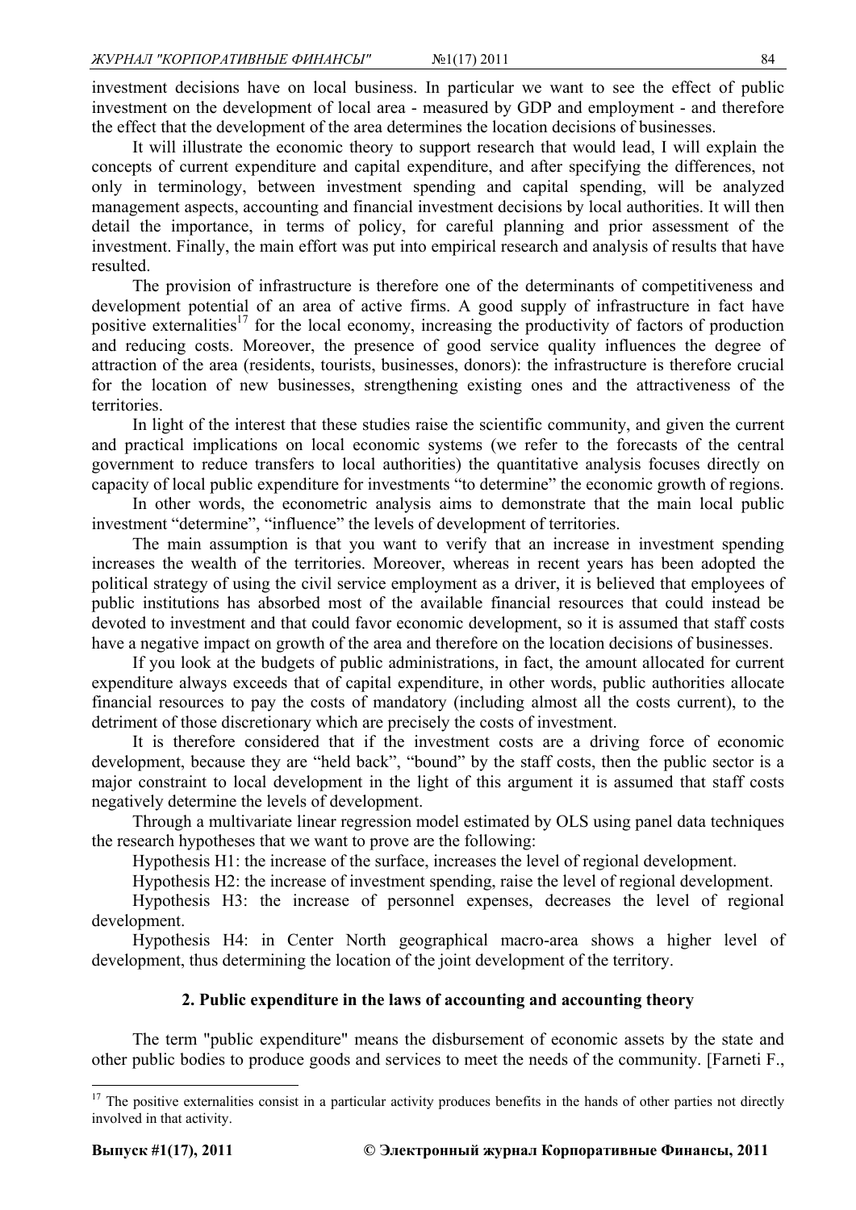investment decisions have on local business. In particular we want to see the effect of public investment on the development of local area - measured by GDP and employment - and therefore the effect that the development of the area determines the location decisions of businesses.

It will illustrate the economic theory to support research that would lead, I will explain the concepts of current expenditure and capital expenditure, and after specifying the differences, not only in terminology, between investment spending and capital spending, will be analyzed management aspects, accounting and financial investment decisions by local authorities. It will then detail the importance, in terms of policy, for careful planning and prior assessment of the investment. Finally, the main effort was put into empirical research and analysis of results that have resulted.

The provision of infrastructure is therefore one of the determinants of competitiveness and development potential of an area of active firms. A good supply of infrastructure in fact have positive externalities[17] for the local economy, increasing the productivity of factors of production and reducing costs. Moreover, the presence of good service quality influences the degree of attraction of the area (residents, tourists, businesses, donors): the infrastructure is therefore crucial for the location of new businesses, strengthening existing ones and the attractiveness of the territories.

In light of the interest that these studies raise the scientific community, and given the current and practical implications on local economic systems (we refer to the forecasts of the central government to reduce transfers to local authorities) the quantitative analysis focuses directly on capacity of local public expenditure for investments "to determine" the economic growth of regions.

In other words, the econometric analysis aims to demonstrate that the main local public investment "determine", "influence" the levels of development of territories.

The main assumption is that you want to verify that an increase in investment spending increases the wealth of the territories. Moreover, whereas in recent years has been adopted the political strategy of using the civil service employment as a driver, it is believed that employees of public institutions has absorbed most of the available financial resources that could instead be devoted to investment and that could favor economic development, so it is assumed that staff costs have a negative impact on growth of the area and therefore on the location decisions of businesses.

If you look at the budgets of public administrations, in fact, the amount allocated for current expenditure always exceeds that of capital expenditure, in other words, public authorities allocate financial resources to pay the costs of mandatory (including almost all the costs current), to the detriment of those discretionary which are precisely the costs of investment.

It is therefore considered that if the investment costs are a driving force of economic development, because they are "held back", "bound" by the staff costs, then the public sector is a major constraint to local development in the light of this argument it is assumed that staff costs negatively determine the levels of development.

Through a multivariate linear regression model estimated by OLS using panel data techniques the research hypotheses that we want to prove are the following:

Hypothesis H1: the increase of the surface, increases the level of regional development.

Hypothesis H2: the increase of investment spending, raise the level of regional development.

Hypothesis H3: the increase of personnel expenses, decreases the level of regional development.

Hypothesis H4: in Center North geographical macro-area shows a higher level of development, thus determining the location of the joint development of the territory.

## 2. Public expenditure in the laws of accounting and accounting theory

The term "public expenditure" means the disbursement of economic assets by the state and other public bodies to produce goods and services to meet the needs of the community. [Farneti F.,

---

[17] The positive externalities consist in a particular activity produces benefits in the hands of other parties not directly involved in that activity.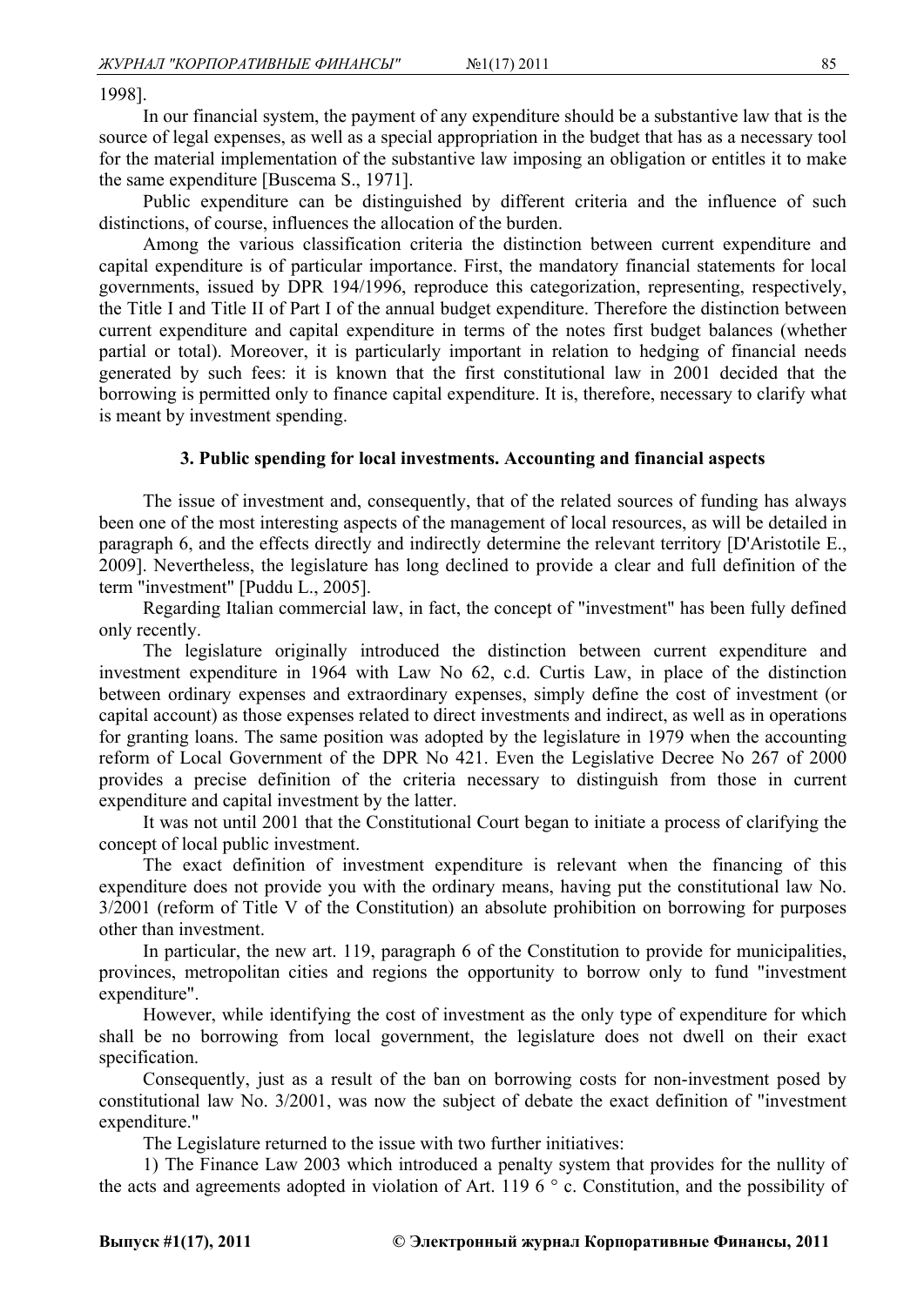1998].

In our financial system, the payment of any expenditure should be a substantive law that is the source of legal expenses, as well as a special appropriation in the budget that has as a necessary tool for the material implementation of the substantive law imposing an obligation or entitles it to make the same expenditure [Buscema S., 1971].

Public expenditure can be distinguished by different criteria and the influence of such distinctions, of course, influences the allocation of the burden.

Among the various classification criteria the distinction between current expenditure and capital expenditure is of particular importance. First, the mandatory financial statements for local governments, issued by DPR 194/1996, reproduce this categorization, representing, respectively, the Title I and Title II of Part I of the annual budget expenditure. Therefore the distinction between current expenditure and capital expenditure in terms of the notes first budget balances (whether partial or total). Moreover, it is particularly important in relation to hedging of financial needs generated by such fees: it is known that the first constitutional law in 2001 decided that the borrowing is permitted only to finance capital expenditure. It is, therefore, necessary to clarify what is meant by investment spending.

### 3. Public spending for local investments. Accounting and financial aspects

The issue of investment and, consequently, that of the related sources of funding has always been one of the most interesting aspects of the management of local resources, as will be detailed in paragraph 6, and the effects directly and indirectly determine the relevant territory [D'Aristotile E., 2009]. Nevertheless, the legislature has long declined to provide a clear and full definition of the term "investment" [Puddu L., 2005].

Regarding Italian commercial law, in fact, the concept of "investment" has been fully defined only recently.

The legislature originally introduced the distinction between current expenditure and investment expenditure in 1964 with Law No 62, c.d. Curtis Law, in place of the distinction between ordinary expenses and extraordinary expenses, simply define the cost of investment (or capital account) as those expenses related to direct investments and indirect, as well as in operations for granting loans. The same position was adopted by the legislature in 1979 when the accounting reform of Local Government of the DPR No 421. Even the Legislative Decree No 267 of 2000 provides a precise definition of the criteria necessary to distinguish from those in current expenditure and capital investment by the latter.

It was not until 2001 that the Constitutional Court began to initiate a process of clarifying the concept of local public investment.

The exact definition of investment expenditure is relevant when the financing of this expenditure does not provide you with the ordinary means, having put the constitutional law No. 3/2001 (reform of Title V of the Constitution) an absolute prohibition on borrowing for purposes other than investment.

In particular, the new art. 119, paragraph 6 of the Constitution to provide for municipalities, provinces, metropolitan cities and regions the opportunity to borrow only to fund "investment expenditure".

However, while identifying the cost of investment as the only type of expenditure for which shall be no borrowing from local government, the legislature does not dwell on their exact specification.

Consequently, just as a result of the ban on borrowing costs for non-investment posed by constitutional law No. 3/2001, was now the subject of debate the exact definition of "investment expenditure."

The Legislature returned to the issue with two further initiatives:

1) The Finance Law 2003 which introduced a penalty system that provides for the nullity of the acts and agreements adopted in violation of Art. 119 6 ° c. Constitution, and the possibility of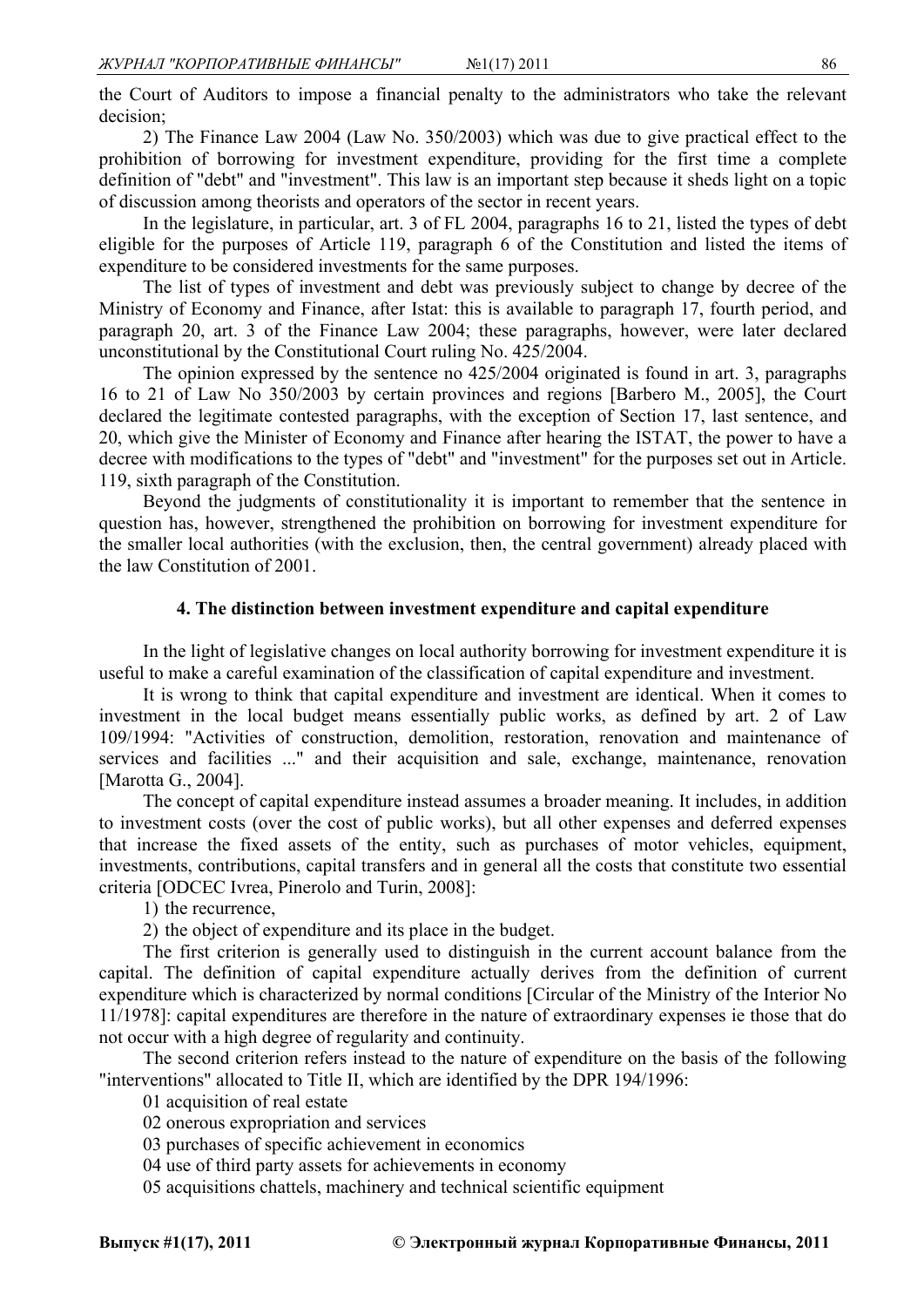the Court of Auditors to impose a financial penalty to the administrators who take the relevant decision;

2) The Finance Law 2004 (Law No. 350/2003) which was due to give practical effect to the prohibition of borrowing for investment expenditure, providing for the first time a complete definition of "debt" and "investment". This law is an important step because it sheds light on a topic of discussion among theorists and operators of the sector in recent years.

In the legislature, in particular, art. 3 of FL 2004, paragraphs 16 to 21, listed the types of debt eligible for the purposes of Article 119, paragraph 6 of the Constitution and listed the items of expenditure to be considered investments for the same purposes.

The list of types of investment and debt was previously subject to change by decree of the Ministry of Economy and Finance, after Istat: this is available to paragraph 17, fourth period, and paragraph 20, art. 3 of the Finance Law 2004; these paragraphs, however, were later declared unconstitutional by the Constitutional Court ruling No. 425/2004.

The opinion expressed by the sentence no 425/2004 originated is found in art. 3, paragraphs 16 to 21 of Law No 350/2003 by certain provinces and regions [Barbero M., 2005], the Court declared the legitimate contested paragraphs, with the exception of Section 17, last sentence, and 20, which give the Minister of Economy and Finance after hearing the ISTAT, the power to have a decree with modifications to the types of "debt" and "investment" for the purposes set out in Article. 119, sixth paragraph of the Constitution.

Beyond the judgments of constitutionality it is important to remember that the sentence in question has, however, strengthened the prohibition on borrowing for investment expenditure for the smaller local authorities (with the exclusion, then, the central government) already placed with the law Constitution of 2001.

### 4. The distinction between investment expenditure and capital expenditure

In the light of legislative changes on local authority borrowing for investment expenditure it is useful to make a careful examination of the classification of capital expenditure and investment.

It is wrong to think that capital expenditure and investment are identical. When it comes to investment in the local budget means essentially public works, as defined by art. 2 of Law 109/1994: "Activities of construction, demolition, restoration, renovation and maintenance of services and facilities ..." and their acquisition and sale, exchange, maintenance, renovation [Marotta G., 2004].

The concept of capital expenditure instead assumes a broader meaning. It includes, in addition to investment costs (over the cost of public works), but all other expenses and deferred expenses that increase the fixed assets of the entity, such as purchases of motor vehicles, equipment, investments, contributions, capital transfers and in general all the costs that constitute two essential criteria [ODCEC Ivrea, Pinerolo and Turin, 2008]:

1) the recurrence,
2) the object of expenditure and its place in the budget.

The first criterion is generally used to distinguish in the current account balance from the capital. The definition of capital expenditure actually derives from the definition of current expenditure which is characterized by normal conditions [Circular of the Ministry of the Interior No 11/1978]: capital expenditures are therefore in the nature of extraordinary expenses ie those that do not occur with a high degree of regularity and continuity.

The second criterion refers instead to the nature of expenditure on the basis of the following "interventions" allocated to Title II, which are identified by the DPR 194/1996:

01 acquisition of real estate
02 onerous expropriation and services
03 purchases of specific achievement in economics
04 use of third party assets for achievements in economy
05 acquisitions chattels, machinery and technical scientific equipment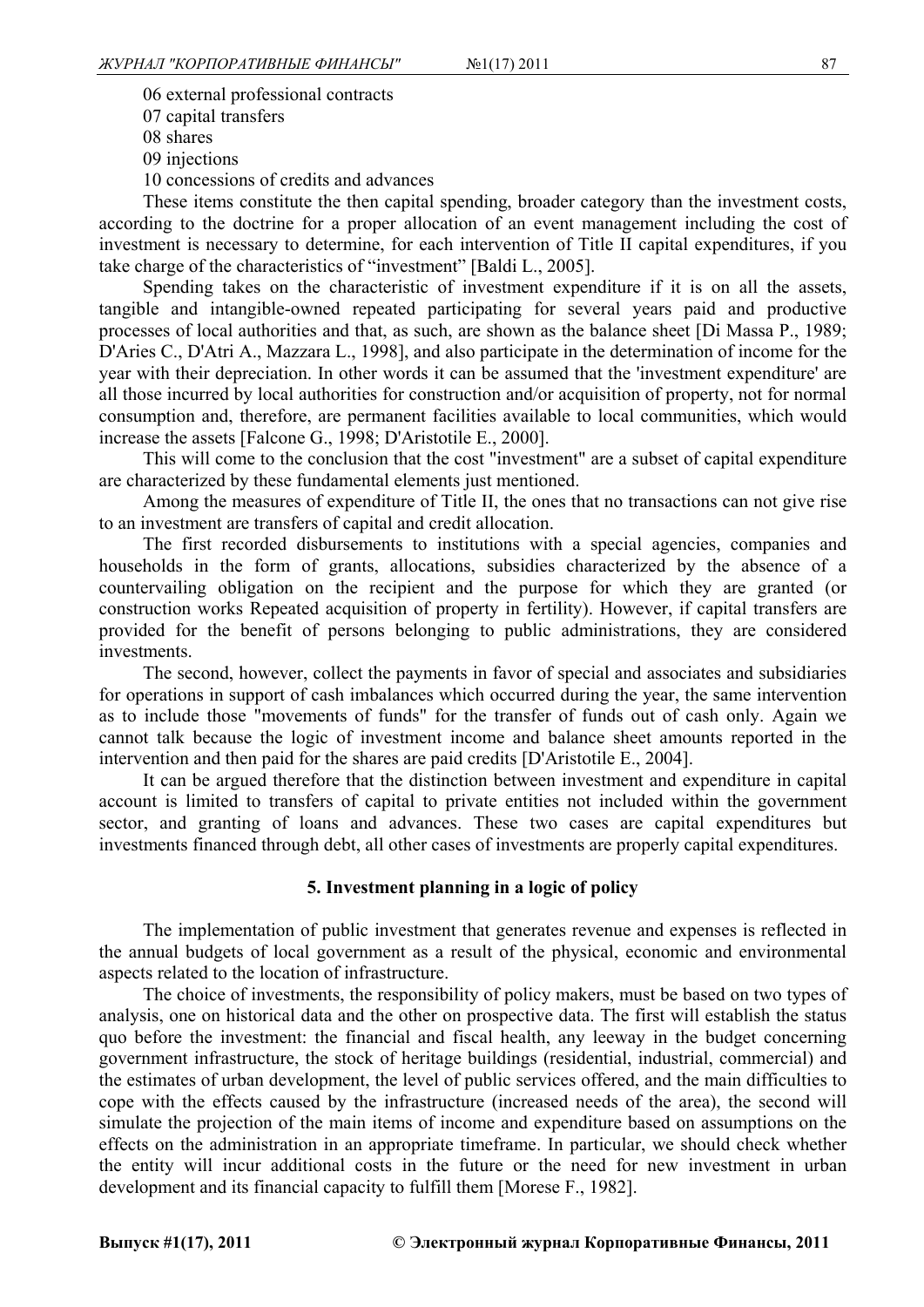06 external professional contracts

07 capital transfers

08 shares

09 injections

10 concessions of credits and advances

These items constitute the then capital spending, broader category than the investment costs, according to the doctrine for a proper allocation of an event management including the cost of investment is necessary to determine, for each intervention of Title II capital expenditures, if you take charge of the characteristics of "investment" [Baldi L., 2005].

Spending takes on the characteristic of investment expenditure if it is on all the assets, tangible and intangible-owned repeated participating for several years paid and productive processes of local authorities and that, as such, are shown as the balance sheet [Di Massa P., 1989; D'Aries C., D'Atri A., Mazzara L., 1998], and also participate in the determination of income for the year with their depreciation. In other words it can be assumed that the 'investment expenditure' are all those incurred by local authorities for construction and/or acquisition of property, not for normal consumption and, therefore, are permanent facilities available to local communities, which would increase the assets [Falcone G., 1998; D'Aristotile E., 2000].

This will come to the conclusion that the cost "investment" are a subset of capital expenditure are characterized by these fundamental elements just mentioned.

Among the measures of expenditure of Title II, the ones that no transactions can not give rise to an investment are transfers of capital and credit allocation.

The first recorded disbursements to institutions with a special agencies, companies and households in the form of grants, allocations, subsidies characterized by the absence of a countervailing obligation on the recipient and the purpose for which they are granted (or construction works Repeated acquisition of property in fertility). However, if capital transfers are provided for the benefit of persons belonging to public administrations, they are considered investments.

The second, however, collect the payments in favor of special and associates and subsidiaries for operations in support of cash imbalances which occurred during the year, the same intervention as to include those "movements of funds" for the transfer of funds out of cash only. Again we cannot talk because the logic of investment income and balance sheet amounts reported in the intervention and then paid for the shares are paid credits [D'Aristotile E., 2004].

It can be argued therefore that the distinction between investment and expenditure in capital account is limited to transfers of capital to private entities not included within the government sector, and granting of loans and advances. These two cases are capital expenditures but investments financed through debt, all other cases of investments are properly capital expenditures.

## 5. Investment planning in a logic of policy

The implementation of public investment that generates revenue and expenses is reflected in the annual budgets of local government as a result of the physical, economic and environmental aspects related to the location of infrastructure.

The choice of investments, the responsibility of policy makers, must be based on two types of analysis, one on historical data and the other on prospective data. The first will establish the status quo before the investment: the financial and fiscal health, any leeway in the budget concerning government infrastructure, the stock of heritage buildings (residential, industrial, commercial) and the estimates of urban development, the level of public services offered, and the main difficulties to cope with the effects caused by the infrastructure (increased needs of the area), the second will simulate the projection of the main items of income and expenditure based on assumptions on the effects on the administration in an appropriate timeframe. In particular, we should check whether the entity will incur additional costs in the future or the need for new investment in urban development and its financial capacity to fulfill them [Morese F., 1982].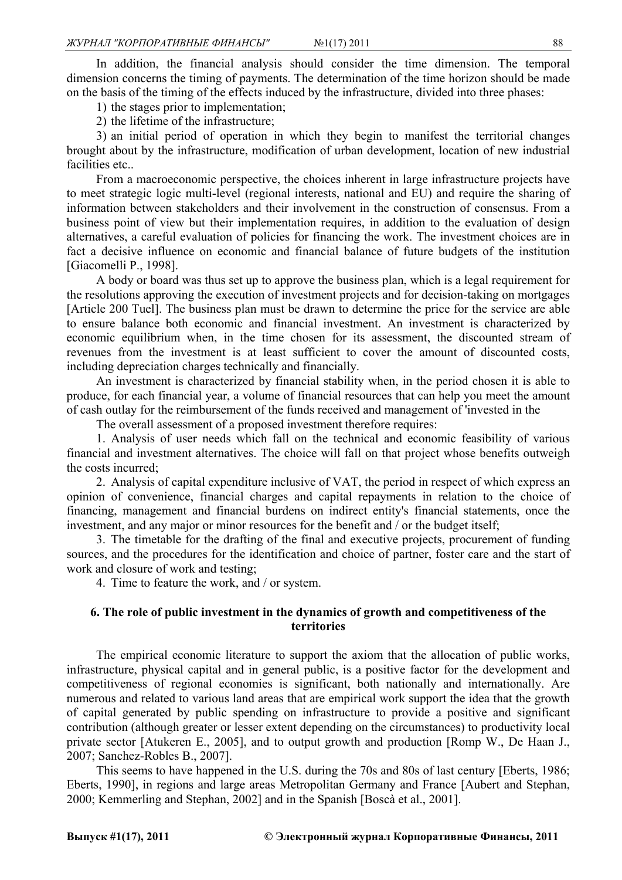In addition, the financial analysis should consider the time dimension. The temporal dimension concerns the timing of payments. The determination of the time horizon should be made on the basis of the timing of the effects induced by the infrastructure, divided into three phases:

1) the stages prior to implementation;

2) the lifetime of the infrastructure;

3) an initial period of operation in which they begin to manifest the territorial changes brought about by the infrastructure, modification of urban development, location of new industrial facilities etc..

From a macroeconomic perspective, the choices inherent in large infrastructure projects have to meet strategic logic multi-level (regional interests, national and EU) and require the sharing of information between stakeholders and their involvement in the construction of consensus. From a business point of view but their implementation requires, in addition to the evaluation of design alternatives, a careful evaluation of policies for financing the work. The investment choices are in fact a decisive influence on economic and financial balance of future budgets of the institution [Giacomelli P., 1998].

A body or board was thus set up to approve the business plan, which is a legal requirement for the resolutions approving the execution of investment projects and for decision-taking on mortgages [Article 200 Tuel]. The business plan must be drawn to determine the price for the service are able to ensure balance both economic and financial investment. An investment is characterized by economic equilibrium when, in the time chosen for its assessment, the discounted stream of revenues from the investment is at least sufficient to cover the amount of discounted costs, including depreciation charges technically and financially.

An investment is characterized by financial stability when, in the period chosen it is able to produce, for each financial year, a volume of financial resources that can help you meet the amount of cash outlay for the reimbursement of the funds received and management of 'invested in the

The overall assessment of a proposed investment therefore requires:

1. Analysis of user needs which fall on the technical and economic feasibility of various financial and investment alternatives. The choice will fall on that project whose benefits outweigh the costs incurred;

2. Analysis of capital expenditure inclusive of VAT, the period in respect of which express an opinion of convenience, financial charges and capital repayments in relation to the choice of financing, management and financial burdens on indirect entity's financial statements, once the investment, and any major or minor resources for the benefit and / or the budget itself;

3. The timetable for the drafting of the final and executive projects, procurement of funding sources, and the procedures for the identification and choice of partner, foster care and the start of work and closure of work and testing;

4. Time to feature the work, and / or system.

## 6. The role of public investment in the dynamics of growth and competitiveness of the territories

The empirical economic literature to support the axiom that the allocation of public works, infrastructure, physical capital and in general public, is a positive factor for the development and competitiveness of regional economies is significant, both nationally and internationally. Are numerous and related to various land areas that are empirical work support the idea that the growth of capital generated by public spending on infrastructure to provide a positive and significant contribution (although greater or lesser extent depending on the circumstances) to productivity local private sector [Atukeren E., 2005], and to output growth and production [Romp W., De Haan J., 2007; Sanchez-Robles B., 2007].

This seems to have happened in the U.S. during the 70s and 80s of last century [Eberts, 1986; Eberts, 1990], in regions and large areas Metropolitan Germany and France [Aubert and Stephan, 2000; Kemmerling and Stephan, 2002] and in the Spanish [Boscà et al., 2001].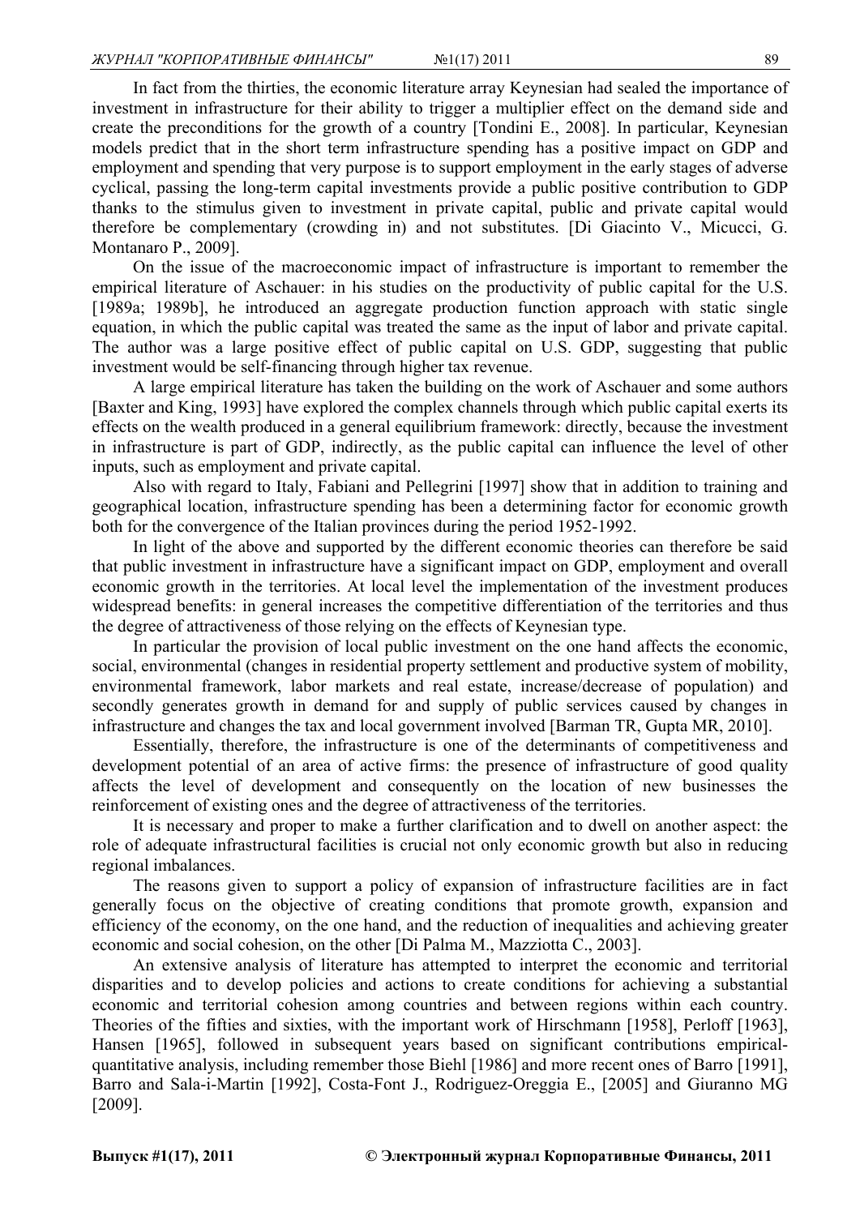In fact from the thirties, the economic literature array Keynesian had sealed the importance of investment in infrastructure for their ability to trigger a multiplier effect on the demand side and create the preconditions for the growth of a country [Tondini E., 2008]. In particular, Keynesian models predict that in the short term infrastructure spending has a positive impact on GDP and employment and spending that very purpose is to support employment in the early stages of adverse cyclical, passing the long-term capital investments provide a public positive contribution to GDP thanks to the stimulus given to investment in private capital, public and private capital would therefore be complementary (crowding in) and not substitutes. [Di Giacinto V., Micucci, G. Montanaro P., 2009].

On the issue of the macroeconomic impact of infrastructure is important to remember the empirical literature of Aschauer: in his studies on the productivity of public capital for the U.S. [1989a; 1989b], he introduced an aggregate production function approach with static single equation, in which the public capital was treated the same as the input of labor and private capital. The author was a large positive effect of public capital on U.S. GDP, suggesting that public investment would be self-financing through higher tax revenue.

A large empirical literature has taken the building on the work of Aschauer and some authors [Baxter and King, 1993] have explored the complex channels through which public capital exerts its effects on the wealth produced in a general equilibrium framework: directly, because the investment in infrastructure is part of GDP, indirectly, as the public capital can influence the level of other inputs, such as employment and private capital.

Also with regard to Italy, Fabiani and Pellegrini [1997] show that in addition to training and geographical location, infrastructure spending has been a determining factor for economic growth both for the convergence of the Italian provinces during the period 1952-1992.

In light of the above and supported by the different economic theories can therefore be said that public investment in infrastructure have a significant impact on GDP, employment and overall economic growth in the territories. At local level the implementation of the investment produces widespread benefits: in general increases the competitive differentiation of the territories and thus the degree of attractiveness of those relying on the effects of Keynesian type.

In particular the provision of local public investment on the one hand affects the economic, social, environmental (changes in residential property settlement and productive system of mobility, environmental framework, labor markets and real estate, increase/decrease of population) and secondly generates growth in demand for and supply of public services caused by changes in infrastructure and changes the tax and local government involved [Barman TR, Gupta MR, 2010].

Essentially, therefore, the infrastructure is one of the determinants of competitiveness and development potential of an area of active firms: the presence of infrastructure of good quality affects the level of development and consequently on the location of new businesses the reinforcement of existing ones and the degree of attractiveness of the territories.

It is necessary and proper to make a further clarification and to dwell on another aspect: the role of adequate infrastructural facilities is crucial not only economic growth but also in reducing regional imbalances.

The reasons given to support a policy of expansion of infrastructure facilities are in fact generally focus on the objective of creating conditions that promote growth, expansion and efficiency of the economy, on the one hand, and the reduction of inequalities and achieving greater economic and social cohesion, on the other [Di Palma M., Mazziotta C., 2003].

An extensive analysis of literature has attempted to interpret the economic and territorial disparities and to develop policies and actions to create conditions for achieving a substantial economic and territorial cohesion among countries and between regions within each country. Theories of the fifties and sixties, with the important work of Hirschmann [1958], Perloff [1963], Hansen [1965], followed in subsequent years based on significant contributions empirical-quantitative analysis, including remember those Biehl [1986] and more recent ones of Barro [1991], Barro and Sala-i-Martin [1992], Costa-Font J., Rodriguez-Oreggia E., [2005] and Giuranno MG [2009].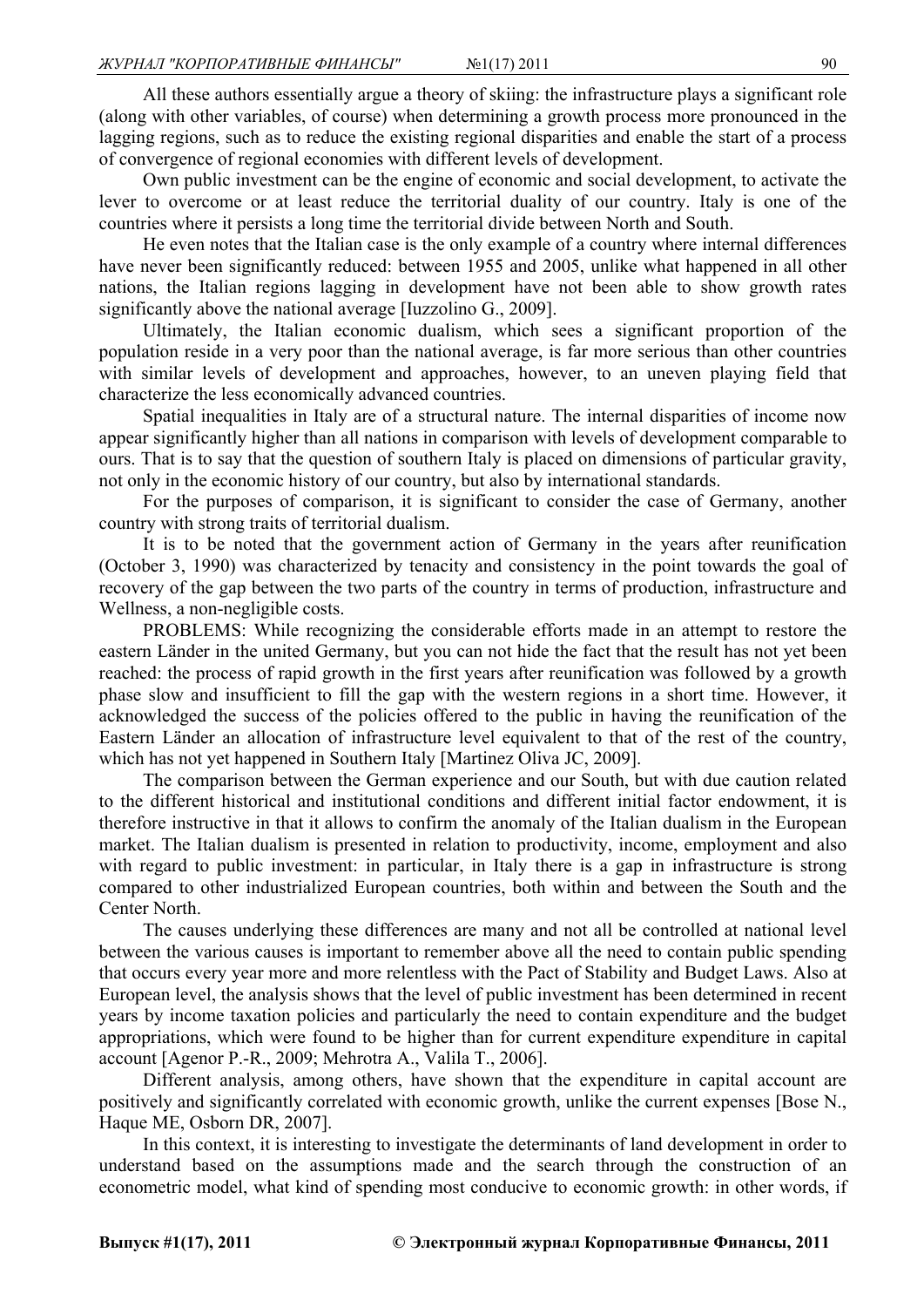All these authors essentially argue a theory of skiing: the infrastructure plays a significant role (along with other variables, of course) when determining a growth process more pronounced in the lagging regions, such as to reduce the existing regional disparities and enable the start of a process of convergence of regional economies with different levels of development.

Own public investment can be the engine of economic and social development, to activate the lever to overcome or at least reduce the territorial duality of our country. Italy is one of the countries where it persists a long time the territorial divide between North and South.

He even notes that the Italian case is the only example of a country where internal differences have never been significantly reduced: between 1955 and 2005, unlike what happened in all other nations, the Italian regions lagging in development have not been able to show growth rates significantly above the national average [Iuzzolino G., 2009].

Ultimately, the Italian economic dualism, which sees a significant proportion of the population reside in a very poor than the national average, is far more serious than other countries with similar levels of development and approaches, however, to an uneven playing field that characterize the less economically advanced countries.

Spatial inequalities in Italy are of a structural nature. The internal disparities of income now appear significantly higher than all nations in comparison with levels of development comparable to ours. That is to say that the question of southern Italy is placed on dimensions of particular gravity, not only in the economic history of our country, but also by international standards.

For the purposes of comparison, it is significant to consider the case of Germany, another country with strong traits of territorial dualism.

It is to be noted that the government action of Germany in the years after reunification (October 3, 1990) was characterized by tenacity and consistency in the point towards the goal of recovery of the gap between the two parts of the country in terms of production, infrastructure and Wellness, a non-negligible costs.

PROBLEMS: While recognizing the considerable efforts made in an attempt to restore the eastern Länder in the united Germany, but you can not hide the fact that the result has not yet been reached: the process of rapid growth in the first years after reunification was followed by a growth phase slow and insufficient to fill the gap with the western regions in a short time. However, it acknowledged the success of the policies offered to the public in having the reunification of the Eastern Länder an allocation of infrastructure level equivalent to that of the rest of the country, which has not yet happened in Southern Italy [Martinez Oliva JC, 2009].

The comparison between the German experience and our South, but with due caution related to the different historical and institutional conditions and different initial factor endowment, it is therefore instructive in that it allows to confirm the anomaly of the Italian dualism in the European market. The Italian dualism is presented in relation to productivity, income, employment and also with regard to public investment: in particular, in Italy there is a gap in infrastructure is strong compared to other industrialized European countries, both within and between the South and the Center North.

The causes underlying these differences are many and not all be controlled at national level between the various causes is important to remember above all the need to contain public spending that occurs every year more and more relentless with the Pact of Stability and Budget Laws. Also at European level, the analysis shows that the level of public investment has been determined in recent years by income taxation policies and particularly the need to contain expenditure and the budget appropriations, which were found to be higher than for current expenditure expenditure in capital account [Agenor P.-R., 2009; Mehrotra A., Valila T., 2006].

Different analysis, among others, have shown that the expenditure in capital account are positively and significantly correlated with economic growth, unlike the current expenses [Bose N., Haque ME, Osborn DR, 2007].

In this context, it is interesting to investigate the determinants of land development in order to understand based on the assumptions made and the search through the construction of an econometric model, what kind of spending most conducive to economic growth: in other words, if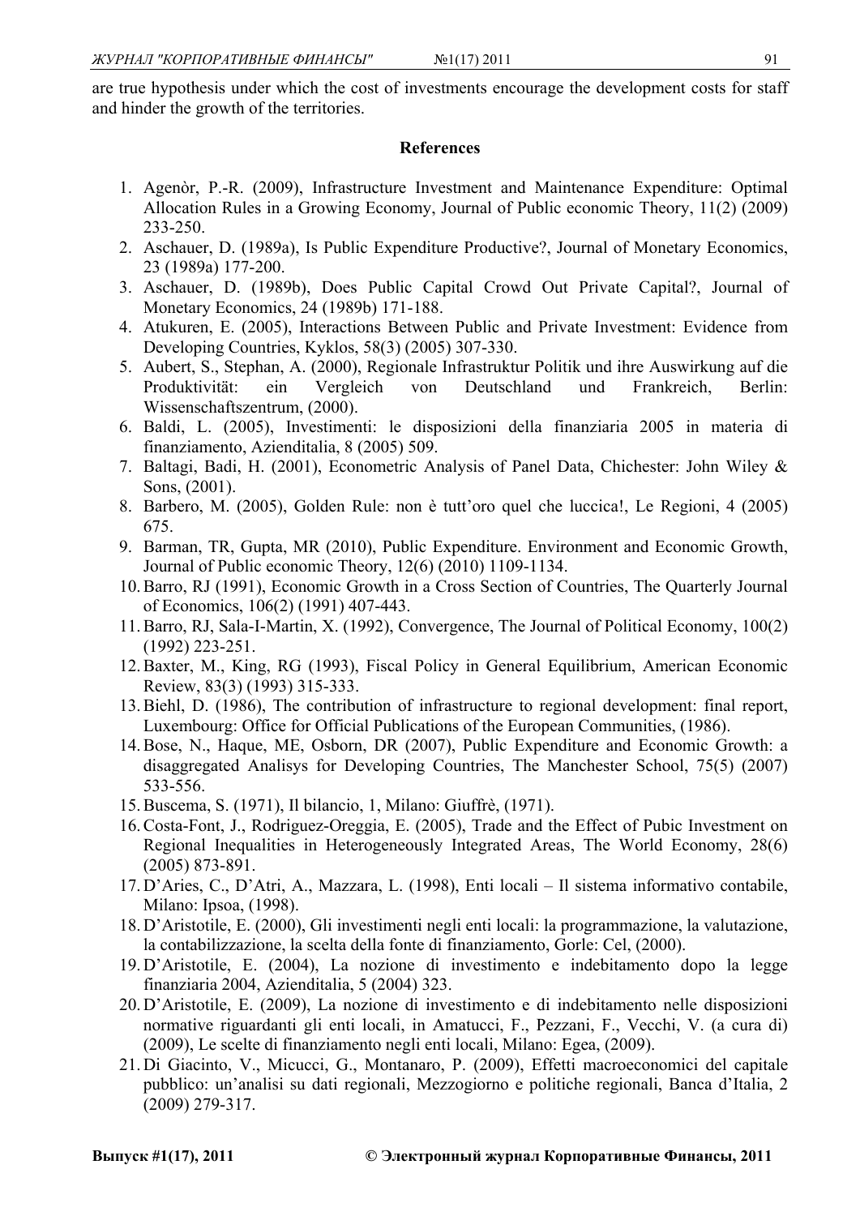are true hypothesis under which the cost of investments encourage the development costs for staff and hinder the growth of the territories.

## References

1. Agenòr, P.-R. (2009), Infrastructure Investment and Maintenance Expenditure: Optimal Allocation Rules in a Growing Economy, Journal of Public economic Theory, 11(2) (2009) 233-250.
2. Aschauer, D. (1989a), Is Public Expenditure Productive?, Journal of Monetary Economics, 23 (1989a) 177-200.
3. Aschauer, D. (1989b), Does Public Capital Crowd Out Private Capital?, Journal of Monetary Economics, 24 (1989b) 171-188.
4. Atukuren, E. (2005), Interactions Between Public and Private Investment: Evidence from Developing Countries, Kyklos, 58(3) (2005) 307-330.
5. Aubert, S., Stephan, A. (2000), Regionale Infrastruktur Politik und ihre Auswirkung auf die Produktivität: ein Vergleich von Deutschland und Frankreich, Berlin: Wissenschaftszentrum, (2000).
6. Baldi, L. (2005), Investimenti: le disposizioni della finanziaria 2005 in materia di finanziamento, Azienditalia, 8 (2005) 509.
7. Baltagi, Badi, H. (2001), Econometric Analysis of Panel Data, Chichester: John Wiley & Sons, (2001).
8. Barbero, M. (2005), Golden Rule: non è tutt'oro quel che luccica!, Le Regioni, 4 (2005) 675.
9. Barman, TR, Gupta, MR (2010), Public Expenditure. Environment and Economic Growth, Journal of Public economic Theory, 12(6) (2010) 1109-1134.
10. Barro, RJ (1991), Economic Growth in a Cross Section of Countries, The Quarterly Journal of Economics, 106(2) (1991) 407-443.
11. Barro, RJ, Sala-I-Martin, X. (1992), Convergence, The Journal of Political Economy, 100(2) (1992) 223-251.
12. Baxter, M., King, RG (1993), Fiscal Policy in General Equilibrium, American Economic Review, 83(3) (1993) 315-333.
13. Biehl, D. (1986), The contribution of infrastructure to regional development: final report, Luxembourg: Office for Official Publications of the European Communities, (1986).
14. Bose, N., Haque, ME, Osborn, DR (2007), Public Expenditure and Economic Growth: a disaggregated Analisys for Developing Countries, The Manchester School, 75(5) (2007) 533-556.
15. Buscema, S. (1971), Il bilancio, 1, Milano: Giuffrè, (1971).
16. Costa-Font, J., Rodriguez-Oreggia, E. (2005), Trade and the Effect of Pubic Investment on Regional Inequalities in Heterogeneously Integrated Areas, The World Economy, 28(6) (2005) 873-891.
17. D'Aries, C., D'Atri, A., Mazzara, L. (1998), Enti locali – Il sistema informativo contabile, Milano: Ipsoa, (1998).
18. D'Aristotile, E. (2000), Gli investimenti negli enti locali: la programmazione, la valutazione, la contabilizzazione, la scelta della fonte di finanziamento, Gorle: Cel, (2000).
19. D'Aristotile, E. (2004), La nozione di investimento e indebitamento dopo la legge finanziaria 2004, Azienditalia, 5 (2004) 323.
20. D'Aristotile, E. (2009), La nozione di investimento e di indebitamento nelle disposizioni normative riguardanti gli enti locali, in Amatucci, F., Pezzani, F., Vecchi, V. (a cura di) (2009), Le scelte di finanziamento negli enti locali, Milano: Egea, (2009).
21. Di Giacinto, V., Micucci, G., Montanaro, P. (2009), Effetti macroeconomici del capitale pubblico: un'analisi su dati regionali, Mezzogiorno e politiche regionali, Banca d'Italia, 2 (2009) 279-317.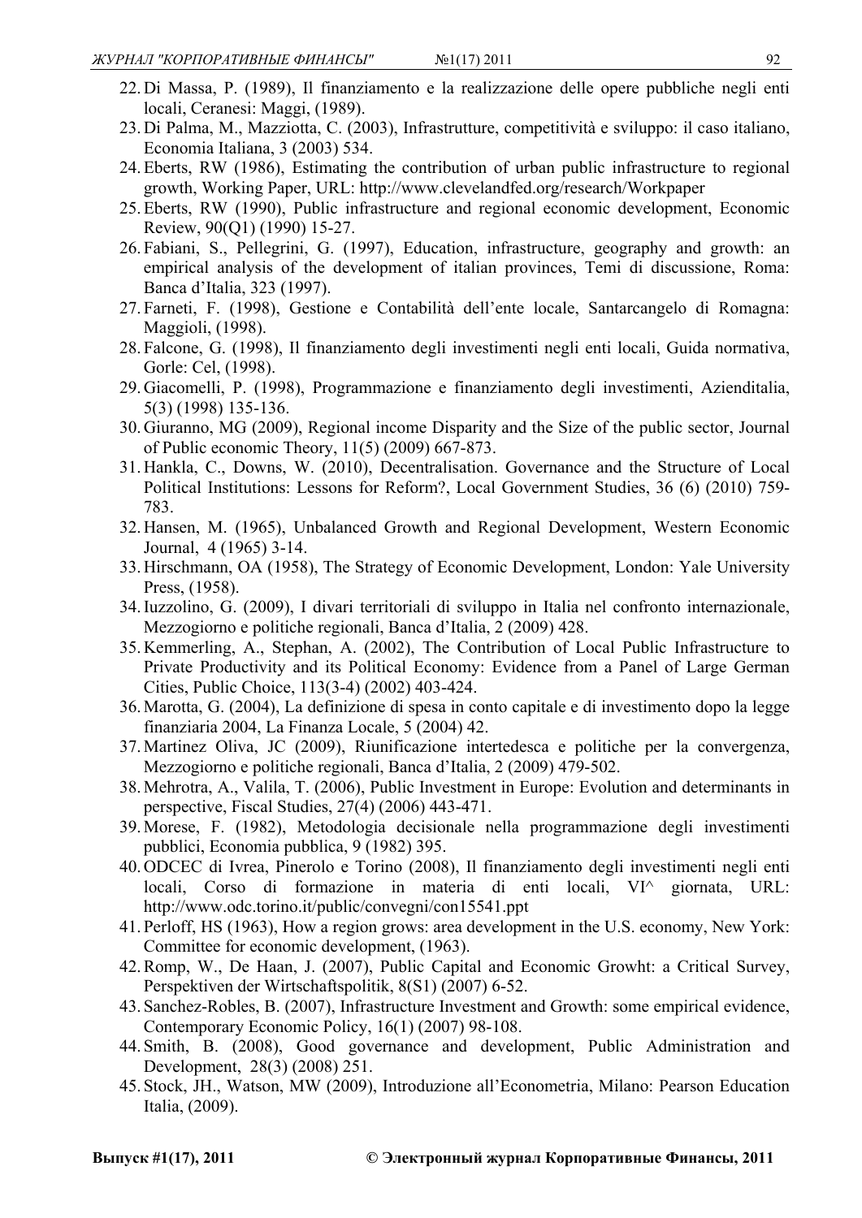22. Di Massa, P. (1989), Il finanziamento e la realizzazione delle opere pubbliche negli enti locali, Ceranesi: Maggi, (1989).
23. Di Palma, M., Mazziotta, C. (2003), Infrastrutture, competitività e sviluppo: il caso italiano, Economia Italiana, 3 (2003) 534.
24. Eberts, RW (1986), Estimating the contribution of urban public infrastructure to regional growth, Working Paper, URL: http://www.clevelandfed.org/research/Workpaper
25. Eberts, RW (1990), Public infrastructure and regional economic development, Economic Review, 90(Q1) (1990) 15-27.
26. Fabiani, S., Pellegrini, G. (1997), Education, infrastructure, geography and growth: an empirical analysis of the development of italian provinces, Temi di discussione, Roma: Banca d'Italia, 323 (1997).
27. Farneti, F. (1998), Gestione e Contabilità dell'ente locale, Santarcangelo di Romagna: Maggioli, (1998).
28. Falcone, G. (1998), Il finanziamento degli investimenti negli enti locali, Guida normativa, Gorle: Cel, (1998).
29. Giacomelli, P. (1998), Programmazione e finanziamento degli investimenti, Azienditalia, 5(3) (1998) 135-136.
30. Giuranno, MG (2009), Regional income Disparity and the Size of the public sector, Journal of Public economic Theory, 11(5) (2009) 667-873.
31. Hankla, C., Downs, W. (2010), Decentralisation. Governance and the Structure of Local Political Institutions: Lessons for Reform?, Local Government Studies, 36 (6) (2010) 759-783.
32. Hansen, M. (1965), Unbalanced Growth and Regional Development, Western Economic Journal, 4 (1965) 3-14.
33. Hirschmann, OA (1958), The Strategy of Economic Development, London: Yale University Press, (1958).
34. Iuzzolino, G. (2009), I divari territoriali di sviluppo in Italia nel confronto internazionale, Mezzogiorno e politiche regionali, Banca d'Italia, 2 (2009) 428.
35. Kemmerling, A., Stephan, A. (2002), The Contribution of Local Public Infrastructure to Private Productivity and its Political Economy: Evidence from a Panel of Large German Cities, Public Choice, 113(3-4) (2002) 403-424.
36. Marotta, G. (2004), La definizione di spesa in conto capitale e di investimento dopo la legge finanziaria 2004, La Finanza Locale, 5 (2004) 42.
37. Martinez Oliva, JC (2009), Riunificazione intertedesca e politiche per la convergenza, Mezzogiorno e politiche regionali, Banca d'Italia, 2 (2009) 479-502.
38. Mehrotra, A., Valila, T. (2006), Public Investment in Europe: Evolution and determinants in perspective, Fiscal Studies, 27(4) (2006) 443-471.
39. Morese, F. (1982), Metodologia decisionale nella programmazione degli investimenti pubblici, Economia pubblica, 9 (1982) 395.
40. ODCEC di Ivrea, Pinerolo e Torino (2008), Il finanziamento degli investimenti negli enti locali, Corso di formazione in materia di enti locali, VI^ giornata, URL: http://www.odc.torino.it/public/convegni/con15541.ppt
41. Perloff, HS (1963), How a region grows: area development in the U.S. economy, New York: Committee for economic development, (1963).
42. Romp, W., De Haan, J. (2007), Public Capital and Economic Growht: a Critical Survey, Perspektiven der Wirtschaftspolitik, 8(S1) (2007) 6-52.
43. Sanchez-Robles, B. (2007), Infrastructure Investment and Growth: some empirical evidence, Contemporary Economic Policy, 16(1) (2007) 98-108.
44. Smith, B. (2008), Good governance and development, Public Administration and Development, 28(3) (2008) 251.
45. Stock, JH., Watson, MW (2009), Introduzione all'Econometria, Milano: Pearson Education Italia, (2009).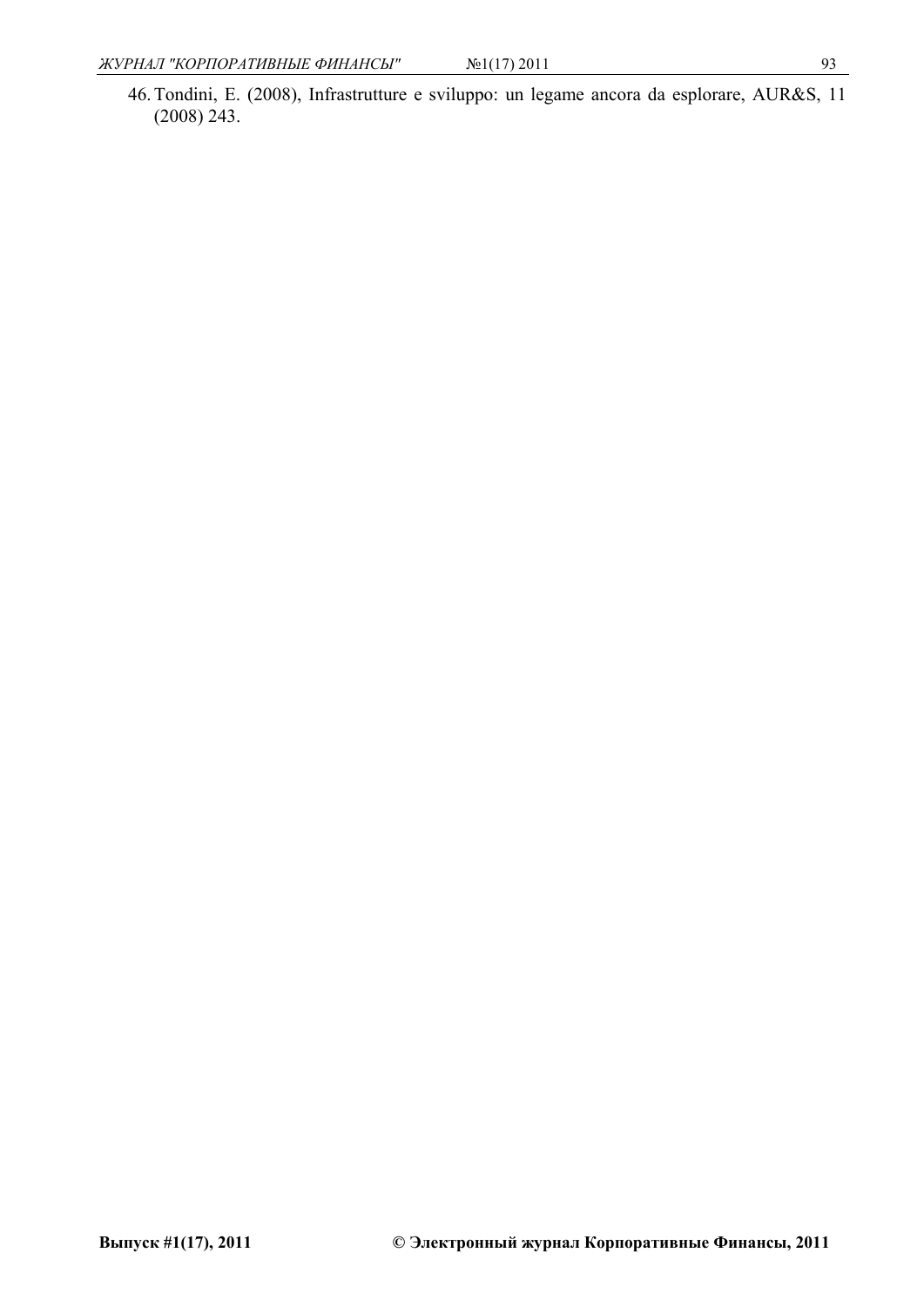46. Tondini, E. (2008), Infrastrutture e sviluppo: un legame ancora da esplorare, AUR&S, 11 (2008) 243.